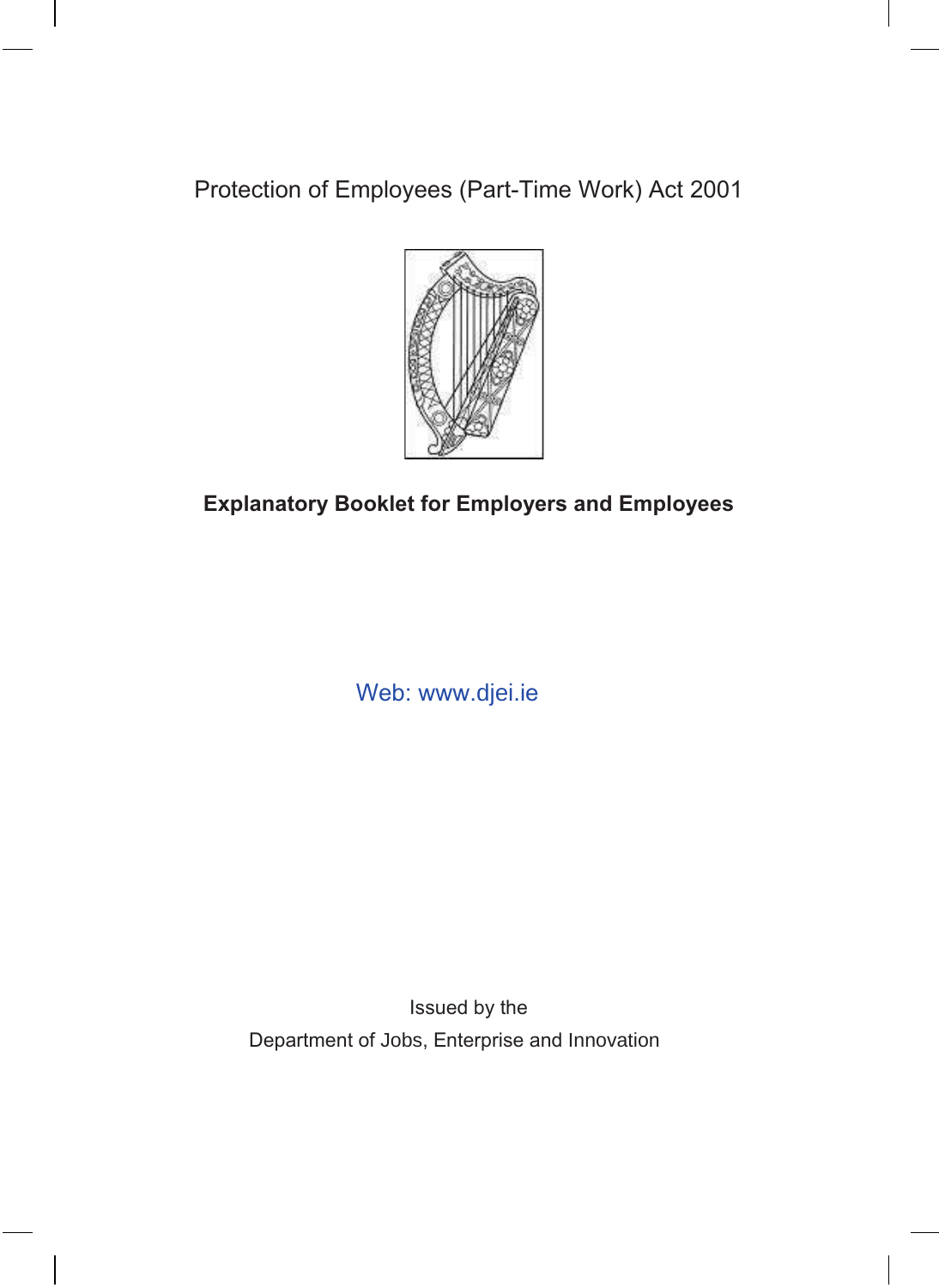# Protection of Employees (Part-Time Work) Act 2001

**Explanatory Booklet for Employers and Employees**

Web: www.djei.ie

Issued by the

Department of Jobs, Enterprise and Innovation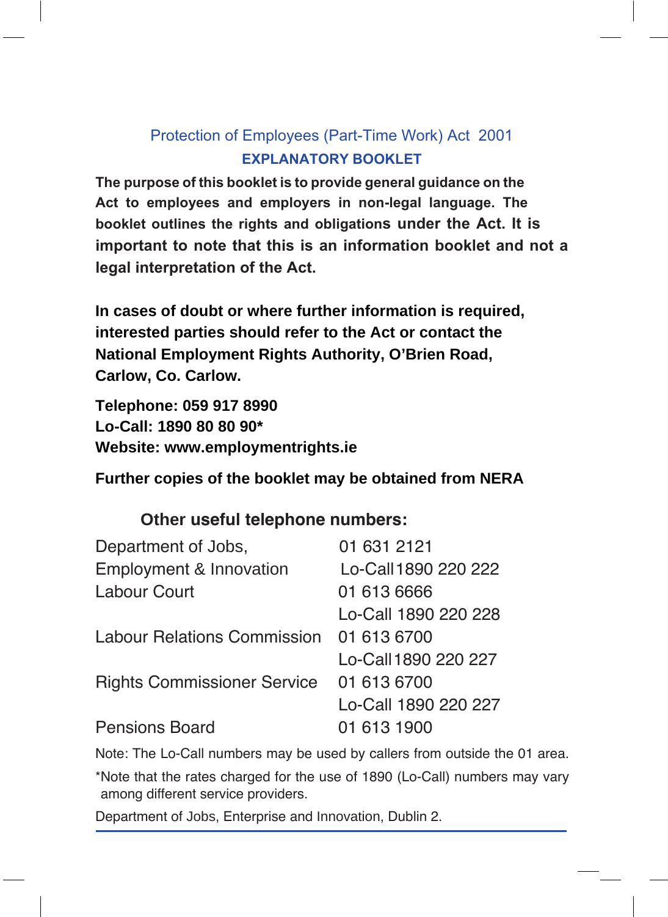## Protection of Employees (Part-Time Work) Act 2001

### EXPLANATORY BOOKLET

**The purpose of this booklet is to provide general guidance on the Act to employees and employers in non-legal language. The booklet outlines the rights and obligations under the Act. It is important to note that this is an information booklet and not a legal interpretation of the Act.**

**In cases of doubt or where further information is required, interested parties should refer to the Act or contact the National Employment Rights Authority, O'Brien Road, Carlow, Co. Carlow.**

**Telephone: 059 917 8990**
**Lo-Call: 1890 80 80 90***
**Website: www.employmentrights.ie**

**Further copies of the booklet may be obtained from NERA**

**Other useful telephone numbers:**

| | |
|---|---|
| Department of Jobs, | 01 631 2121 |
| Employment & Innovation | Lo-Call 1890 220 222 |
| Labour Court | 01 613 6666 |
| | Lo-Call 1890 220 228 |
| Labour Relations Commission | 01 613 6700 |
| | Lo-Call 1890 220 227 |
| Rights Commissioner Service | 01 613 6700 |
| | Lo-Call 1890 220 227 |
| Pensions Board | 01 613 1900 |

Note: The Lo-Call numbers may be used by callers from outside the 01 area.

*Note that the rates charged for the use of 1890 (Lo-Call) numbers may vary among different service providers.

Department of Jobs, Enterprise and Innovation, Dublin 2.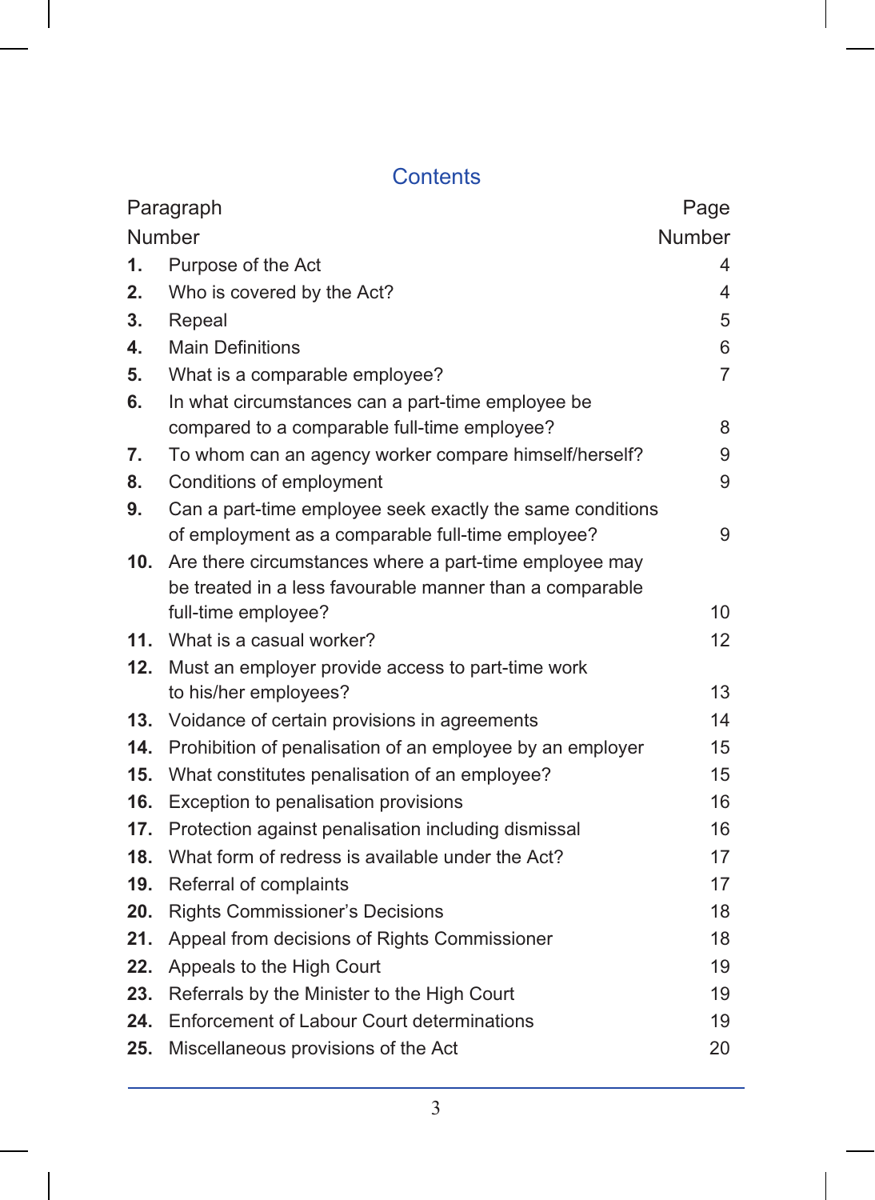# Contents

| Paragraph Number | | Page Number |
|---|---|---|
| **1.** | Purpose of the Act | 4 |
| **2.** | Who is covered by the Act? | 4 |
| **3.** | Repeal | 5 |
| **4.** | Main Definitions | 6 |
| **5.** | What is a comparable employee? | 7 |
| **6.** | In what circumstances can a part-time employee be compared to a comparable full-time employee? | 8 |
| **7.** | To whom can an agency worker compare himself/herself? | 9 |
| **8.** | Conditions of employment | 9 |
| **9.** | Can a part-time employee seek exactly the same conditions of employment as a comparable full-time employee? | 9 |
| **10.** | Are there circumstances where a part-time employee may be treated in a less favourable manner than a comparable full-time employee? | 10 |
| **11.** | What is a casual worker? | 12 |
| **12.** | Must an employer provide access to part-time work to his/her employees? | 13 |
| **13.** | Voidance of certain provisions in agreements | 14 |
| **14.** | Prohibition of penalisation of an employee by an employer | 15 |
| **15.** | What constitutes penalisation of an employee? | 15 |
| **16.** | Exception to penalisation provisions | 16 |
| **17.** | Protection against penalisation including dismissal | 16 |
| **18.** | What form of redress is available under the Act? | 17 |
| **19.** | Referral of complaints | 17 |
| **20.** | Rights Commissioner's Decisions | 18 |
| **21.** | Appeal from decisions of Rights Commissioner | 18 |
| **22.** | Appeals to the High Court | 19 |
| **23.** | Referrals by the Minister to the High Court | 19 |
| **24.** | Enforcement of Labour Court determinations | 19 |
| **25.** | Miscellaneous provisions of the Act | 20 |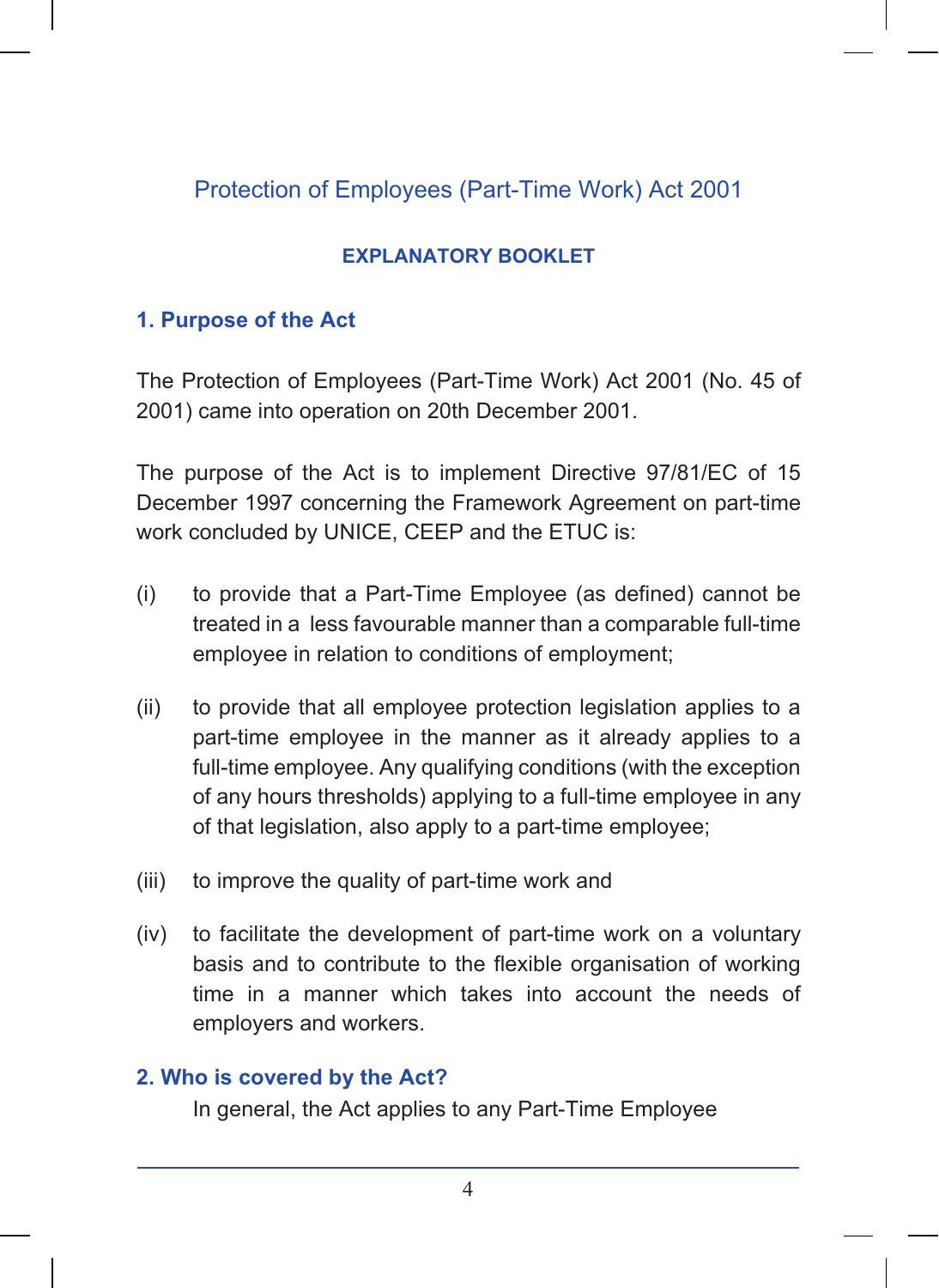# Protection of Employees (Part-Time Work) Act 2001

## EXPLANATORY BOOKLET

### 1. Purpose of the Act

The Protection of Employees (Part-Time Work) Act 2001 (No. 45 of 2001) came into operation on 20th December 2001.

The purpose of the Act is to implement Directive 97/81/EC of 15 December 1997 concerning the Framework Agreement on part-time work concluded by UNICE, CEEP and the ETUC is:

(i) to provide that a Part-Time Employee (as defined) cannot be treated in a less favourable manner than a comparable full-time employee in relation to conditions of employment;

(ii) to provide that all employee protection legislation applies to a part-time employee in the manner as it already applies to a full-time employee. Any qualifying conditions (with the exception of any hours thresholds) applying to a full-time employee in any of that legislation, also apply to a part-time employee;

(iii) to improve the quality of part-time work and

(iv) to facilitate the development of part-time work on a voluntary basis and to contribute to the flexible organisation of working time in a manner which takes into account the needs of employers and workers.

### 2. Who is covered by the Act?

In general, the Act applies to any Part-Time Employee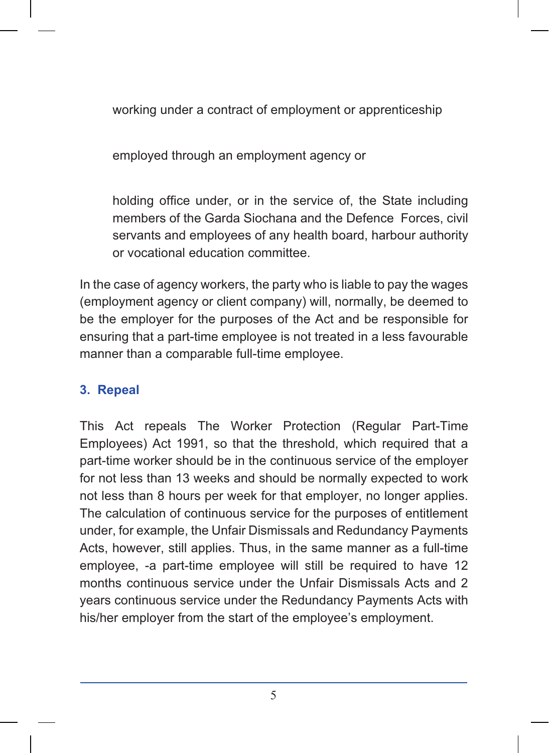working under a contract of employment or apprenticeship

employed through an employment agency or

holding office under, or in the service of, the State including members of the Garda Siochana and the Defence Forces, civil servants and employees of any health board, harbour authority or vocational education committee.

In the case of agency workers, the party who is liable to pay the wages (employment agency or client company) will, normally, be deemed to be the employer for the purposes of the Act and be responsible for ensuring that a part-time employee is not treated in a less favourable manner than a comparable full-time employee.

### 3. Repeal

This Act repeals The Worker Protection (Regular Part-Time Employees) Act 1991, so that the threshold, which required that a part-time worker should be in the continuous service of the employer for not less than 13 weeks and should be normally expected to work not less than 8 hours per week for that employer, no longer applies. The calculation of continuous service for the purposes of entitlement under, for example, the Unfair Dismissals and Redundancy Payments Acts, however, still applies. Thus, in the same manner as a full-time employee, -a part-time employee will still be required to have 12 months continuous service under the Unfair Dismissals Acts and 2 years continuous service under the Redundancy Payments Acts with his/her employer from the start of the employee's employment.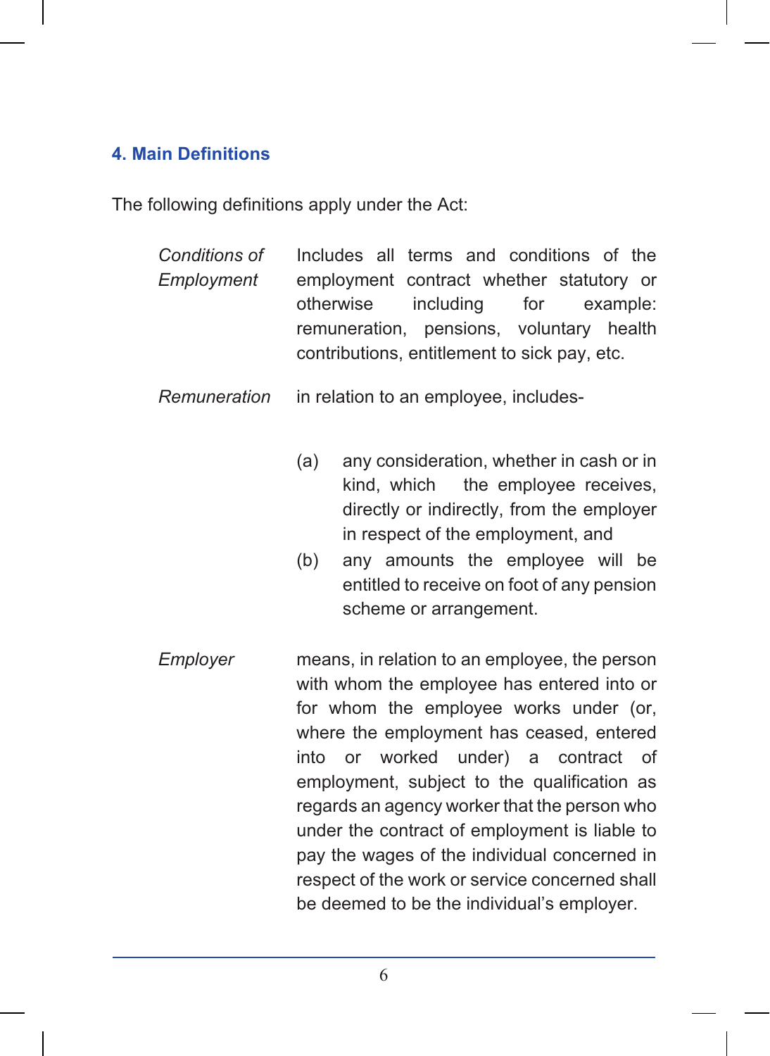## 4. Main Definitions

The following definitions apply under the Act:

| | |
|---|---|
| *Conditions of Employment* | Includes all terms and conditions of the employment contract whether statutory or otherwise including for example: remuneration, pensions, voluntary health contributions, entitlement to sick pay, etc. |
| *Remuneration* | in relation to an employee, includes-<br>(a) any consideration, whether in cash or in kind, which the employee receives, directly or indirectly, from the employer in respect of the employment, and<br>(b) any amounts the employee will be entitled to receive on foot of any pension scheme or arrangement. |
| *Employer* | means, in relation to an employee, the person with whom the employee has entered into or for whom the employee works under (or, where the employment has ceased, entered into or worked under) a contract of employment, subject to the qualification as regards an agency worker that the person who under the contract of employment is liable to pay the wages of the individual concerned in respect of the work or service concerned shall be deemed to be the individual's employer. |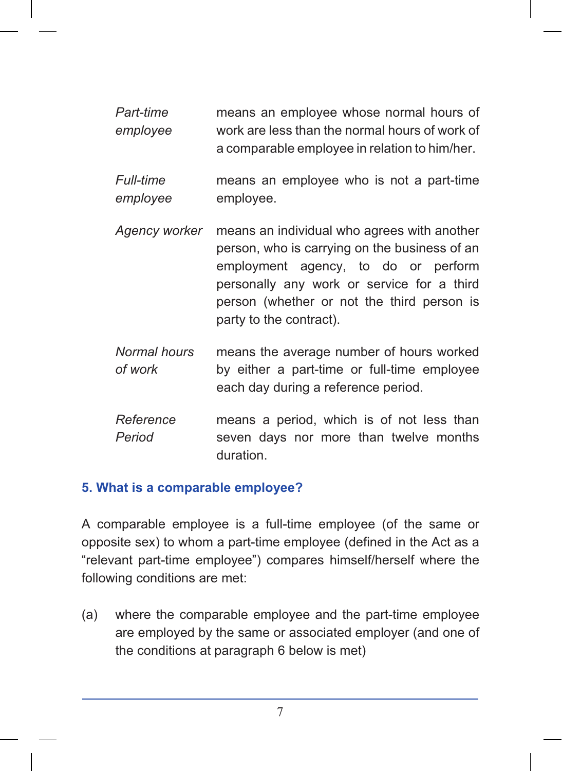*Part-time employee* means an employee whose normal hours of work are less than the normal hours of work of a comparable employee in relation to him/her.

*Full-time employee* means an employee who is not a part-time employee.

*Agency worker* means an individual who agrees with another person, who is carrying on the business of an employment agency, to do or perform personally any work or service for a third person (whether or not the third person is party to the contract).

*Normal hours of work* means the average number of hours worked by either a part-time or full-time employee each day during a reference period.

*Reference Period* means a period, which is of not less than seven days nor more than twelve months duration.

### 5. What is a comparable employee?

A comparable employee is a full-time employee (of the same or opposite sex) to whom a part-time employee (defined in the Act as a "relevant part-time employee") compares himself/herself where the following conditions are met:

(a) where the comparable employee and the part-time employee are employed by the same or associated employer (and one of the conditions at paragraph 6 below is met)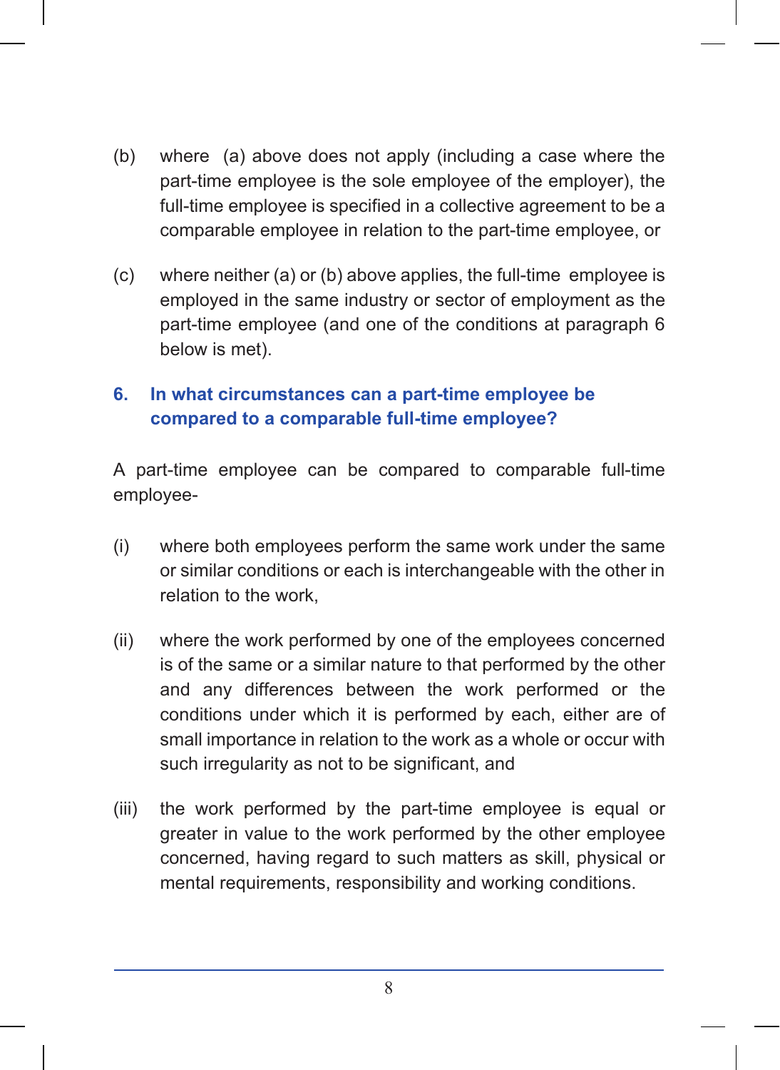(b) where (a) above does not apply (including a case where the part-time employee is the sole employee of the employer), the full-time employee is specified in a collective agreement to be a comparable employee in relation to the part-time employee, or

(c) where neither (a) or (b) above applies, the full-time employee is employed in the same industry or sector of employment as the part-time employee (and one of the conditions at paragraph 6 below is met).

### 6. In what circumstances can a part-time employee be compared to a comparable full-time employee?

A part-time employee can be compared to comparable full-time employee-

(i) where both employees perform the same work under the same or similar conditions or each is interchangeable with the other in relation to the work,

(ii) where the work performed by one of the employees concerned is of the same or a similar nature to that performed by the other and any differences between the work performed or the conditions under which it is performed by each, either are of small importance in relation to the work as a whole or occur with such irregularity as not to be significant, and

(iii) the work performed by the part-time employee is equal or greater in value to the work performed by the other employee concerned, having regard to such matters as skill, physical or mental requirements, responsibility and working conditions.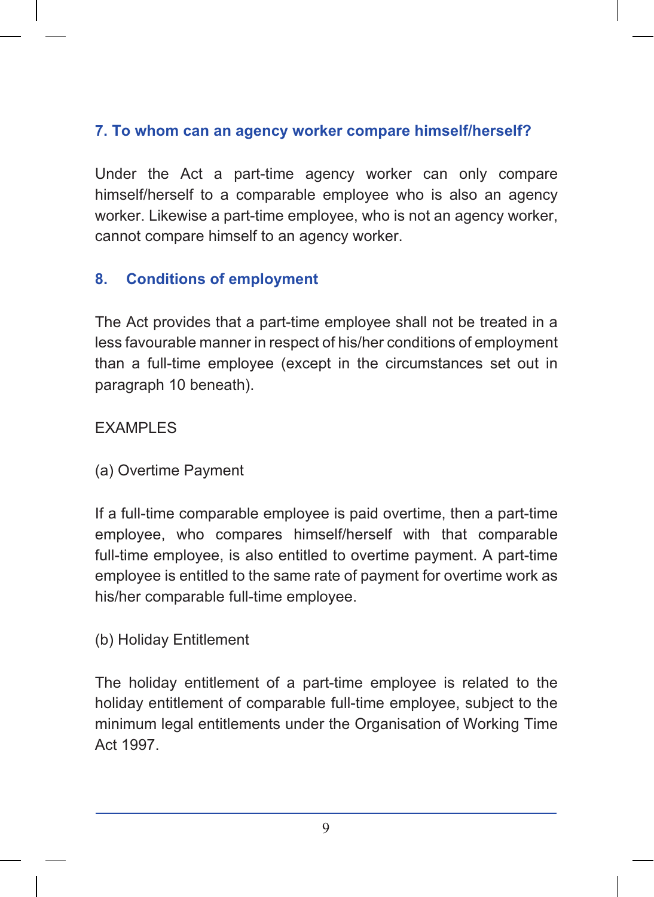## 7. To whom can an agency worker compare himself/herself?

Under the Act a part-time agency worker can only compare himself/herself to a comparable employee who is also an agency worker. Likewise a part-time employee, who is not an agency worker, cannot compare himself to an agency worker.

## 8. Conditions of employment

The Act provides that a part-time employee shall not be treated in a less favourable manner in respect of his/her conditions of employment than a full-time employee (except in the circumstances set out in paragraph 10 beneath).

EXAMPLES

(a) Overtime Payment

If a full-time comparable employee is paid overtime, then a part-time employee, who compares himself/herself with that comparable full-time employee, is also entitled to overtime payment. A part-time employee is entitled to the same rate of payment for overtime work as his/her comparable full-time employee.

(b) Holiday Entitlement

The holiday entitlement of a part-time employee is related to the holiday entitlement of comparable full-time employee, subject to the minimum legal entitlements under the Organisation of Working Time Act 1997.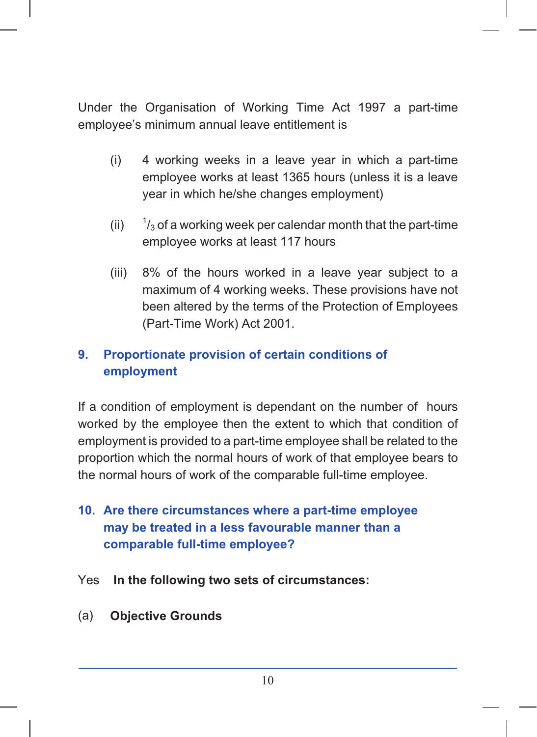Under the Organisation of Working Time Act 1997 a part-time employee's minimum annual leave entitlement is

(i) 4 working weeks in a leave year in which a part-time employee works at least 1365 hours (unless it is a leave year in which he/she changes employment)

(ii) $^{1}/_{3}$ of a working week per calendar month that the part-time employee works at least 117 hours

(iii) 8% of the hours worked in a leave year subject to a maximum of 4 working weeks. These provisions have not been altered by the terms of the Protection of Employees (Part-Time Work) Act 2001.

## 9. Proportionate provision of certain conditions of employment

If a condition of employment is dependant on the number of hours worked by the employee then the extent to which that condition of employment is provided to a part-time employee shall be related to the proportion which the normal hours of work of that employee bears to the normal hours of work of the comparable full-time employee.

## 10. Are there circumstances where a part-time employee may be treated in a less favourable manner than a comparable full-time employee?

Yes **In the following two sets of circumstances:**

(a) **Objective Grounds**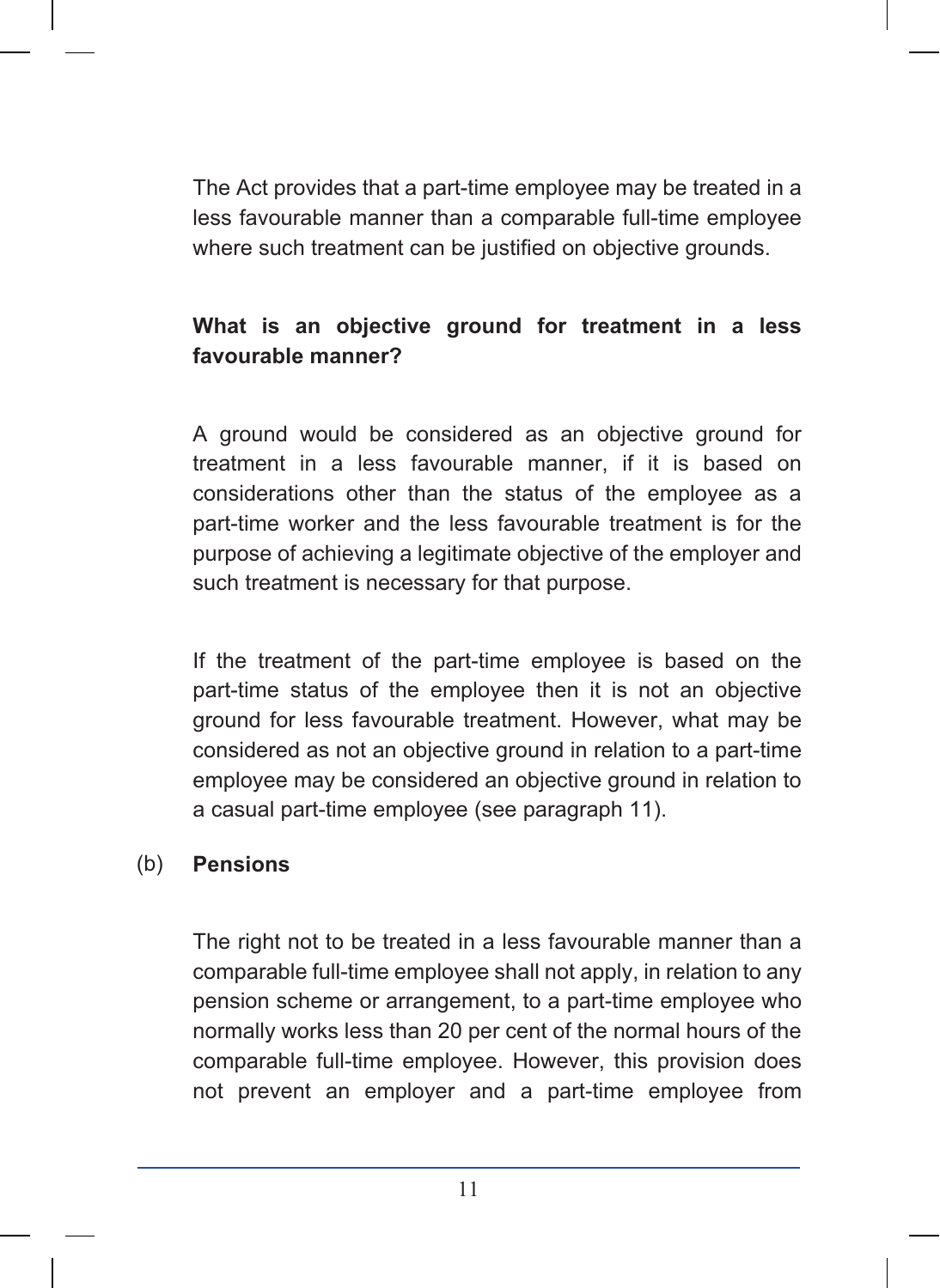The Act provides that a part-time employee may be treated in a less favourable manner than a comparable full-time employee where such treatment can be justified on objective grounds.

**What is an objective ground for treatment in a less favourable manner?**

A ground would be considered as an objective ground for treatment in a less favourable manner, if it is based on considerations other than the status of the employee as a part-time worker and the less favourable treatment is for the purpose of achieving a legitimate objective of the employer and such treatment is necessary for that purpose.

If the treatment of the part-time employee is based on the part-time status of the employee then it is not an objective ground for less favourable treatment. However, what may be considered as not an objective ground in relation to a part-time employee may be considered an objective ground in relation to a casual part-time employee (see paragraph 11).

(b) **Pensions**

The right not to be treated in a less favourable manner than a comparable full-time employee shall not apply, in relation to any pension scheme or arrangement, to a part-time employee who normally works less than 20 per cent of the normal hours of the comparable full-time employee. However, this provision does not prevent an employer and a part-time employee from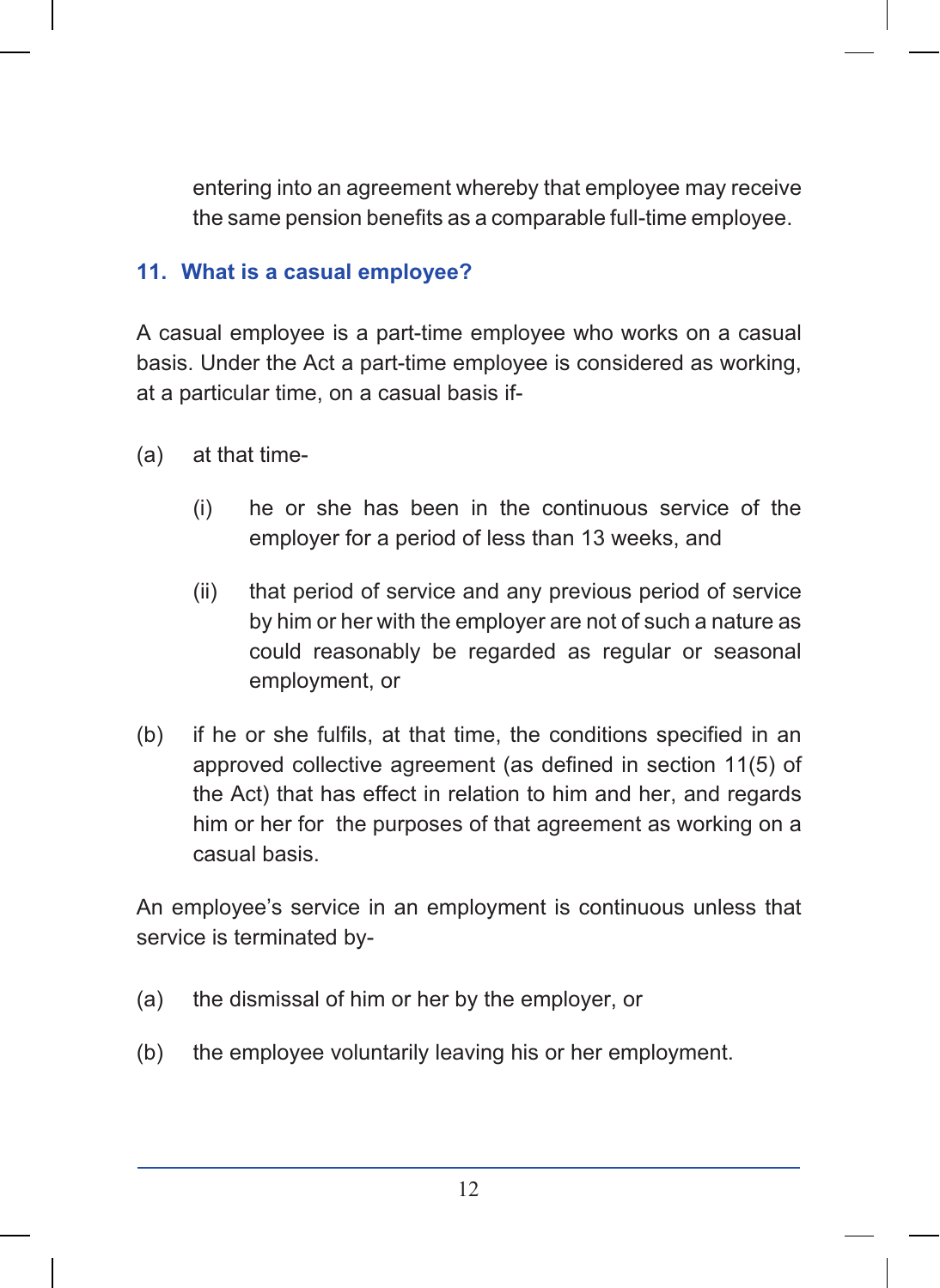entering into an agreement whereby that employee may receive the same pension benefits as a comparable full-time employee.

### 11. What is a casual employee?

A casual employee is a part-time employee who works on a casual basis. Under the Act a part-time employee is considered as working, at a particular time, on a casual basis if-

(a) at that time-

   (i) he or she has been in the continuous service of the employer for a period of less than 13 weeks, and

   (ii) that period of service and any previous period of service by him or her with the employer are not of such a nature as could reasonably be regarded as regular or seasonal employment, or

(b) if he or she fulfils, at that time, the conditions specified in an approved collective agreement (as defined in section 11(5) of the Act) that has effect in relation to him and her, and regards him or her for the purposes of that agreement as working on a casual basis.

An employee's service in an employment is continuous unless that service is terminated by-

(a) the dismissal of him or her by the employer, or

(b) the employee voluntarily leaving his or her employment.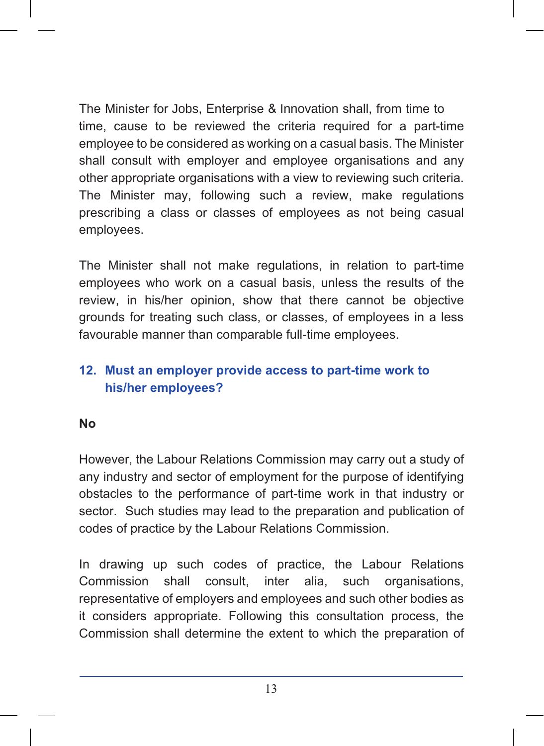The Minister for Jobs, Enterprise & Innovation shall, from time to time, cause to be reviewed the criteria required for a part-time employee to be considered as working on a casual basis. The Minister shall consult with employer and employee organisations and any other appropriate organisations with a view to reviewing such criteria. The Minister may, following such a review, make regulations prescribing a class or classes of employees as not being casual employees.

The Minister shall not make regulations, in relation to part-time employees who work on a casual basis, unless the results of the review, in his/her opinion, show that there cannot be objective grounds for treating such class, or classes, of employees in a less favourable manner than comparable full-time employees.

## 12. Must an employer provide access to part-time work to his/her employees?

**No**

However, the Labour Relations Commission may carry out a study of any industry and sector of employment for the purpose of identifying obstacles to the performance of part-time work in that industry or sector. Such studies may lead to the preparation and publication of codes of practice by the Labour Relations Commission.

In drawing up such codes of practice, the Labour Relations Commission shall consult, inter alia, such organisations, representative of employers and employees and such other bodies as it considers appropriate. Following this consultation process, the Commission shall determine the extent to which the preparation of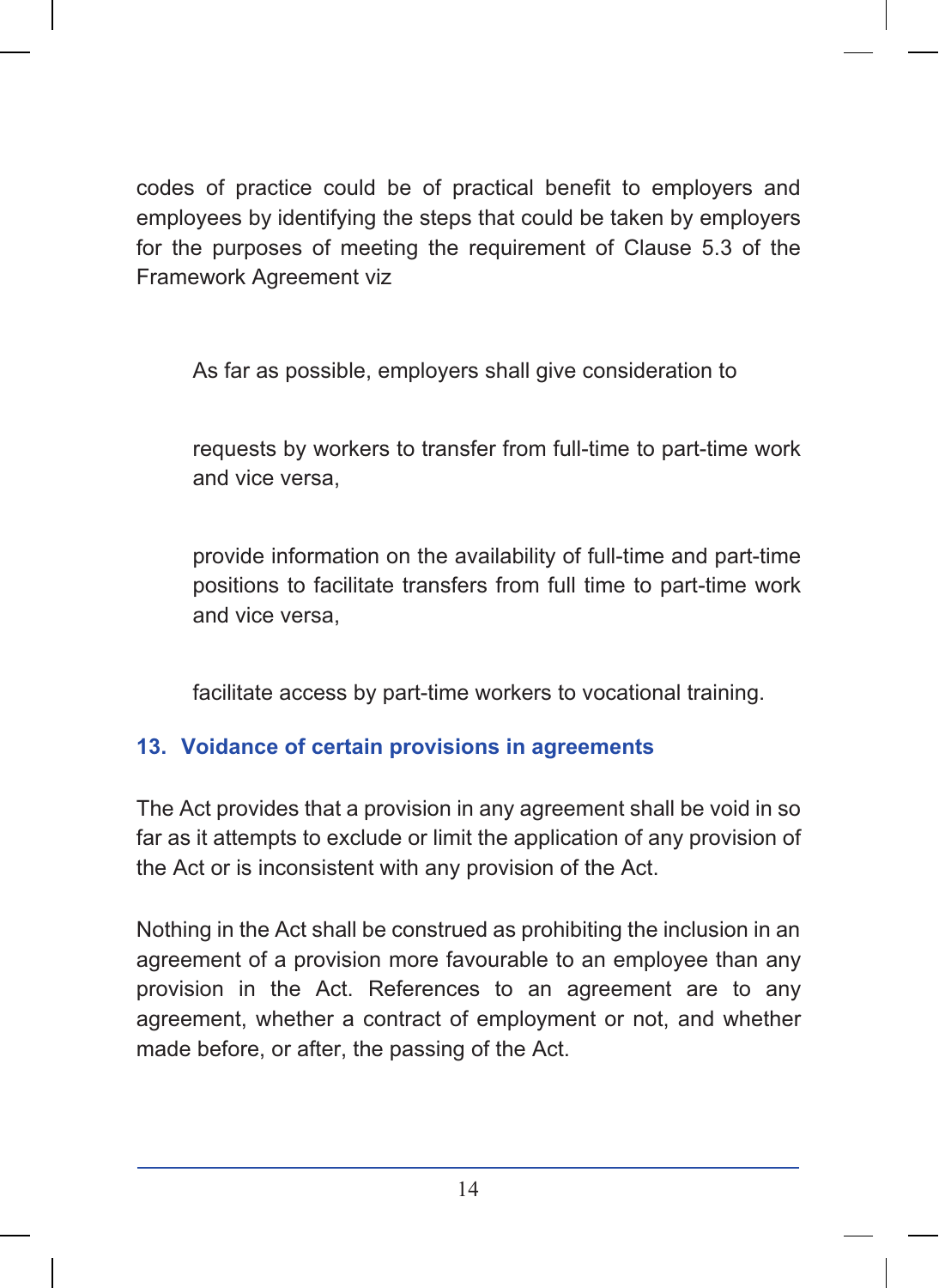codes of practice could be of practical benefit to employers and employees by identifying the steps that could be taken by employers for the purposes of meeting the requirement of Clause 5.3 of the Framework Agreement viz

> As far as possible, employers shall give consideration to
>
> requests by workers to transfer from full-time to part-time work and vice versa,
>
> provide information on the availability of full-time and part-time positions to facilitate transfers from full time to part-time work and vice versa,
>
> facilitate access by part-time workers to vocational training.

### 13. Voidance of certain provisions in agreements

The Act provides that a provision in any agreement shall be void in so far as it attempts to exclude or limit the application of any provision of the Act or is inconsistent with any provision of the Act.

Nothing in the Act shall be construed as prohibiting the inclusion in an agreement of a provision more favourable to an employee than any provision in the Act. References to an agreement are to any agreement, whether a contract of employment or not, and whether made before, or after, the passing of the Act.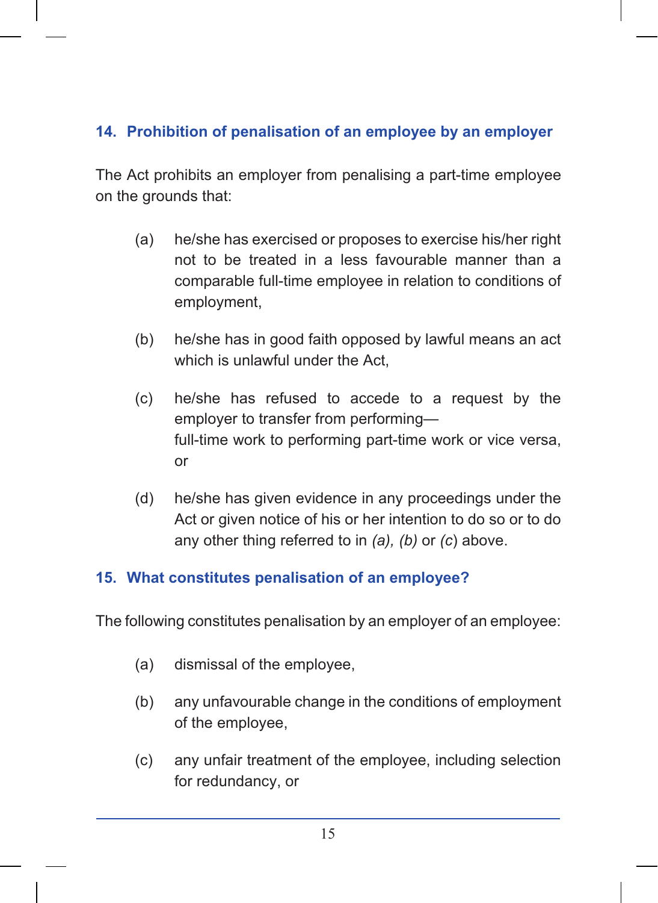## 14. Prohibition of penalisation of an employee by an employer

The Act prohibits an employer from penalising a part-time employee on the grounds that:

(a) he/she has exercised or proposes to exercise his/her right not to be treated in a less favourable manner than a comparable full-time employee in relation to conditions of employment,

(b) he/she has in good faith opposed by lawful means an act which is unlawful under the Act,

(c) he/she has refused to accede to a request by the employer to transfer from performing—
full-time work to performing part-time work or vice versa, or

(d) he/she has given evidence in any proceedings under the Act or given notice of his or her intention to do so or to do any other thing referred to in *(a), (b)* or *(c)* above.

## 15. What constitutes penalisation of an employee?

The following constitutes penalisation by an employer of an employee:

(a) dismissal of the employee,

(b) any unfavourable change in the conditions of employment of the employee,

(c) any unfair treatment of the employee, including selection for redundancy, or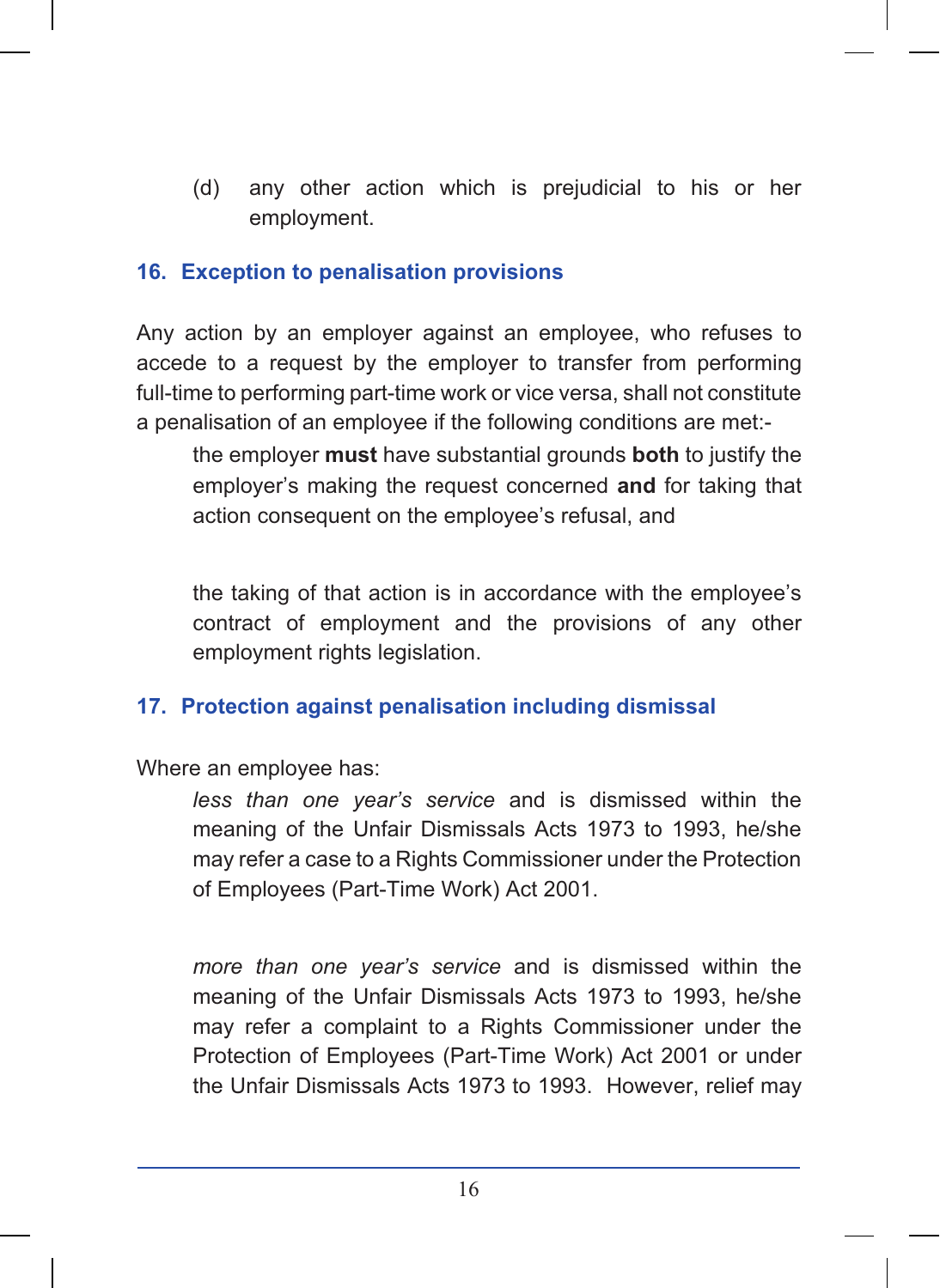(d) any other action which is prejudicial to his or her employment.

## 16. Exception to penalisation provisions

Any action by an employer against an employee, who refuses to accede to a request by the employer to transfer from performing full-time to performing part-time work or vice versa, shall not constitute a penalisation of an employee if the following conditions are met:-

the employer **must** have substantial grounds **both** to justify the employer's making the request concerned **and** for taking that action consequent on the employee's refusal, and

the taking of that action is in accordance with the employee's contract of employment and the provisions of any other employment rights legislation.

## 17. Protection against penalisation including dismissal

Where an employee has:

*less than one year's service* and is dismissed within the meaning of the Unfair Dismissals Acts 1973 to 1993, he/she may refer a case to a Rights Commissioner under the Protection of Employees (Part-Time Work) Act 2001.

*more than one year's service* and is dismissed within the meaning of the Unfair Dismissals Acts 1973 to 1993, he/she may refer a complaint to a Rights Commissioner under the Protection of Employees (Part-Time Work) Act 2001 or under the Unfair Dismissals Acts 1973 to 1993. However, relief may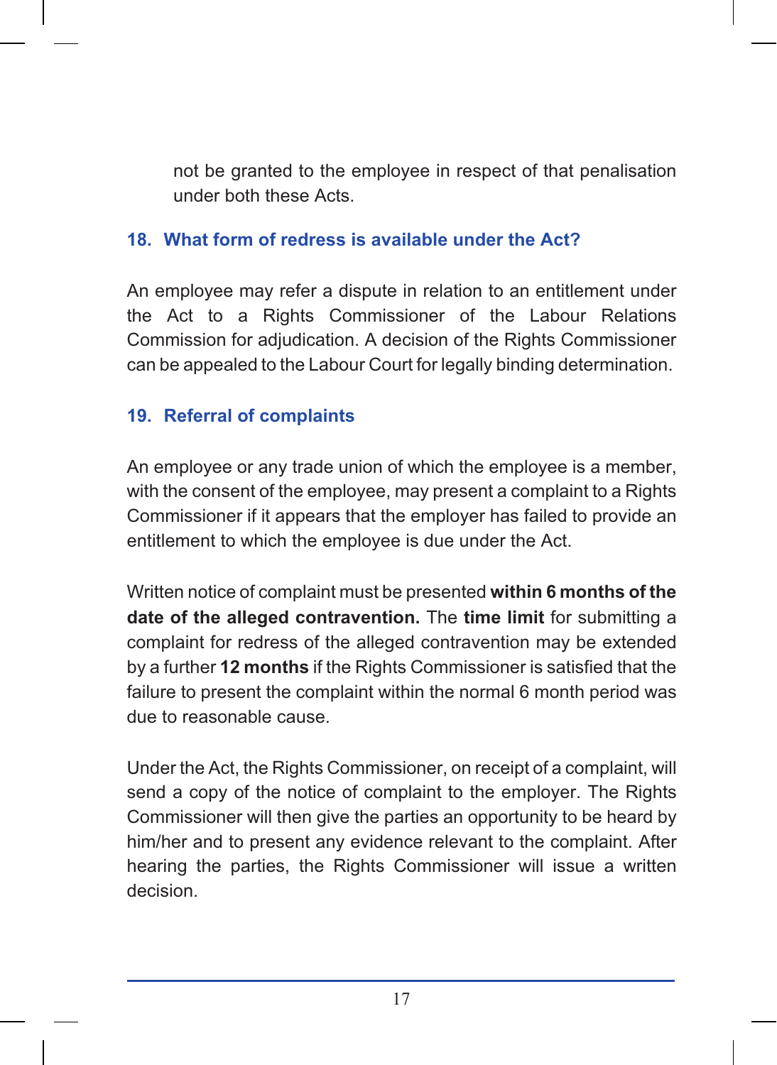not be granted to the employee in respect of that penalisation under both these Acts.

## 18. What form of redress is available under the Act?

An employee may refer a dispute in relation to an entitlement under the Act to a Rights Commissioner of the Labour Relations Commission for adjudication. A decision of the Rights Commissioner can be appealed to the Labour Court for legally binding determination.

## 19. Referral of complaints

An employee or any trade union of which the employee is a member, with the consent of the employee, may present a complaint to a Rights Commissioner if it appears that the employer has failed to provide an entitlement to which the employee is due under the Act.

Written notice of complaint must be presented **within 6 months of the date of the alleged contravention.** The **time limit** for submitting a complaint for redress of the alleged contravention may be extended by a further **12 months** if the Rights Commissioner is satisfied that the failure to present the complaint within the normal 6 month period was due to reasonable cause.

Under the Act, the Rights Commissioner, on receipt of a complaint, will send a copy of the notice of complaint to the employer. The Rights Commissioner will then give the parties an opportunity to be heard by him/her and to present any evidence relevant to the complaint. After hearing the parties, the Rights Commissioner will issue a written decision.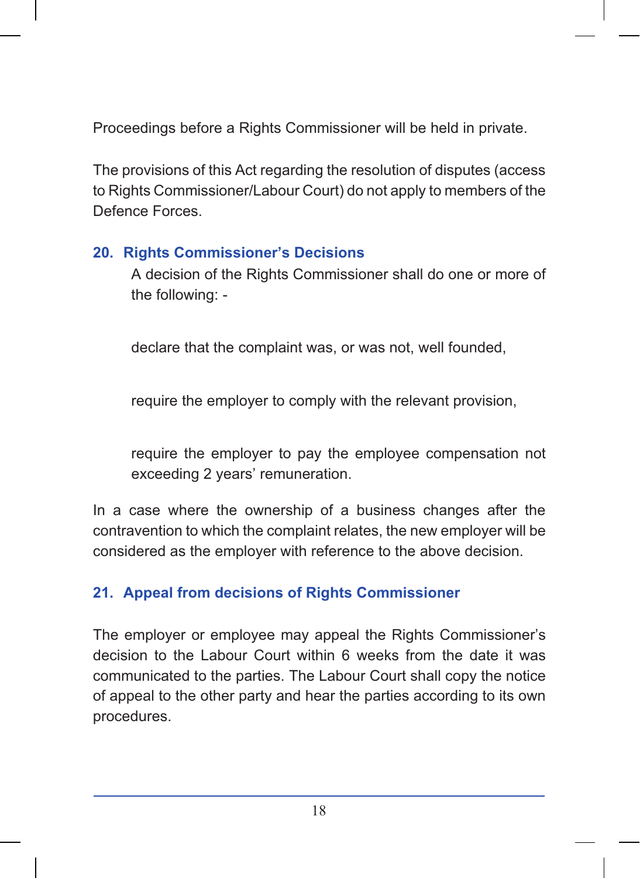Proceedings before a Rights Commissioner will be held in private.

The provisions of this Act regarding the resolution of disputes (access to Rights Commissioner/Labour Court) do not apply to members of the Defence Forces.

## 20. Rights Commissioner's Decisions

A decision of the Rights Commissioner shall do one or more of the following: -

declare that the complaint was, or was not, well founded,

require the employer to comply with the relevant provision,

require the employer to pay the employee compensation not exceeding 2 years' remuneration.

In a case where the ownership of a business changes after the contravention to which the complaint relates, the new employer will be considered as the employer with reference to the above decision.

## 21. Appeal from decisions of Rights Commissioner

The employer or employee may appeal the Rights Commissioner's decision to the Labour Court within 6 weeks from the date it was communicated to the parties. The Labour Court shall copy the notice of appeal to the other party and hear the parties according to its own procedures.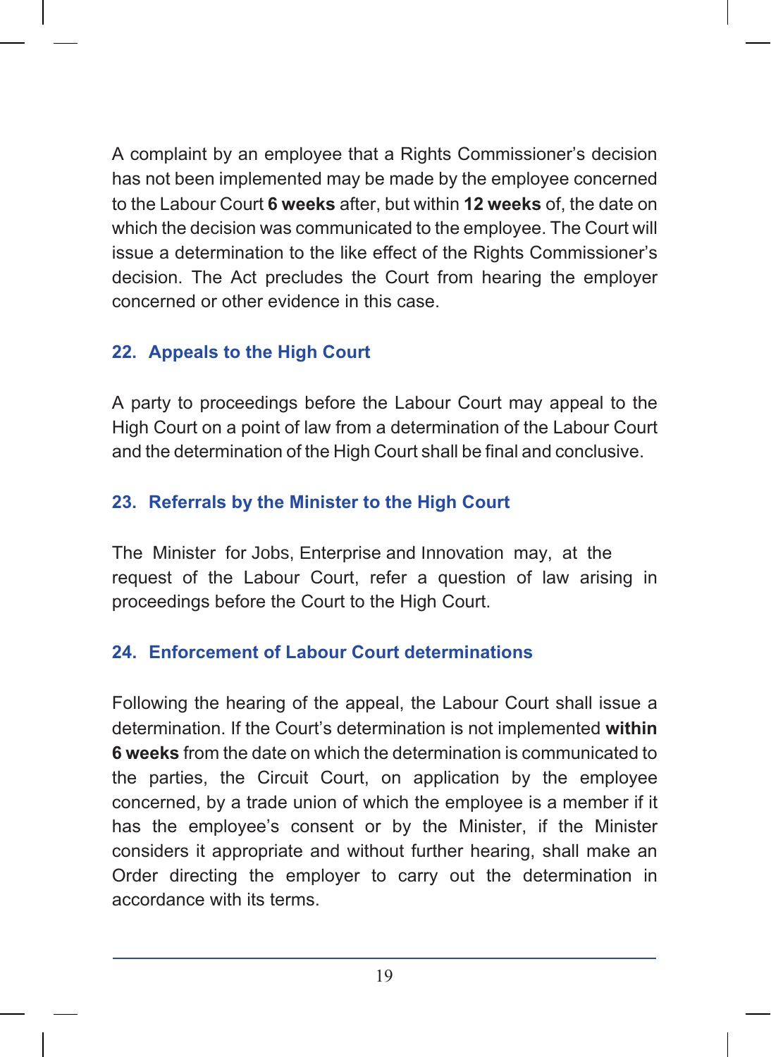A complaint by an employee that a Rights Commissioner's decision has not been implemented may be made by the employee concerned to the Labour Court **6 weeks** after, but within **12 weeks** of, the date on which the decision was communicated to the employee. The Court will issue a determination to the like effect of the Rights Commissioner's decision. The Act precludes the Court from hearing the employer concerned or other evidence in this case.

## 22. Appeals to the High Court

A party to proceedings before the Labour Court may appeal to the High Court on a point of law from a determination of the Labour Court and the determination of the High Court shall be final and conclusive.

## 23. Referrals by the Minister to the High Court

The Minister for Jobs, Enterprise and Innovation may, at the request of the Labour Court, refer a question of law arising in proceedings before the Court to the High Court.

## 24. Enforcement of Labour Court determinations

Following the hearing of the appeal, the Labour Court shall issue a determination. If the Court's determination is not implemented **within 6 weeks** from the date on which the determination is communicated to the parties, the Circuit Court, on application by the employee concerned, by a trade union of which the employee is a member if it has the employee's consent or by the Minister, if the Minister considers it appropriate and without further hearing, shall make an Order directing the employer to carry out the determination in accordance with its terms.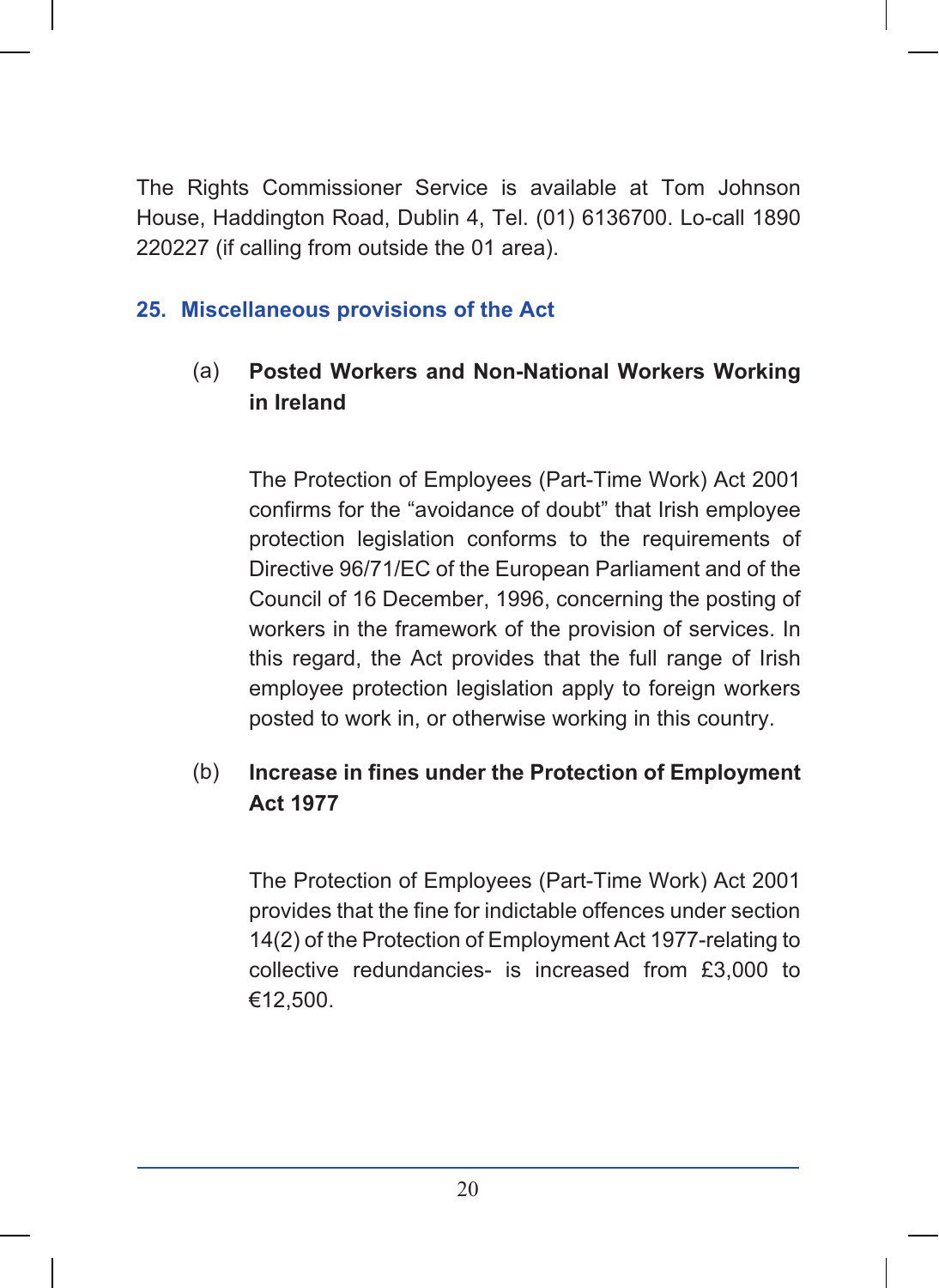The Rights Commissioner Service is available at Tom Johnson House, Haddington Road, Dublin 4, Tel. (01) 6136700. Lo-call 1890 220227 (if calling from outside the 01 area).

## 25. Miscellaneous provisions of the Act

### (a) Posted Workers and Non-National Workers Working in Ireland

The Protection of Employees (Part-Time Work) Act 2001 confirms for the "avoidance of doubt" that Irish employee protection legislation conforms to the requirements of Directive 96/71/EC of the European Parliament and of the Council of 16 December, 1996, concerning the posting of workers in the framework of the provision of services. In this regard, the Act provides that the full range of Irish employee protection legislation apply to foreign workers posted to work in, or otherwise working in this country.

### (b) Increase in fines under the Protection of Employment Act 1977

The Protection of Employees (Part-Time Work) Act 2001 provides that the fine for indictable offences under section 14(2) of the Protection of Employment Act 1977-relating to collective redundancies- is increased from £3,000 to €12,500.